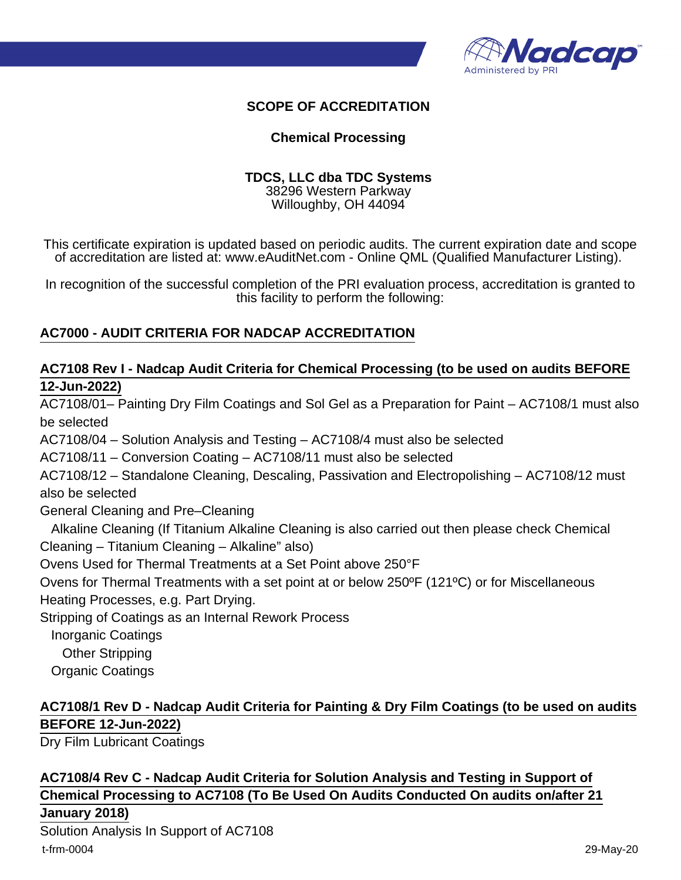# SCOPE OF ACCREDITATION

## Chemical Processing

**TDCS, LLC dba TDC Systems**
38296 Western Parkway
Willoughby, OH 44094

This certificate expiration is updated based on periodic audits. The current expiration date and scope of accreditation are listed at: www.eAuditNet.com - Online QML (Qualified Manufacturer Listing).

In recognition of the successful completion of the PRI evaluation process, accreditation is granted to this facility to perform the following:

### AC7000 - AUDIT CRITERIA FOR NADCAP ACCREDITATION

### AC7108 Rev I - Nadcap Audit Criteria for Chemical Processing (to be used on audits BEFORE 12-Jun-2022)

AC7108/01– Painting Dry Film Coatings and Sol Gel as a Preparation for Paint – AC7108/1 must also be selected
AC7108/04 – Solution Analysis and Testing – AC7108/4 must also be selected
AC7108/11 – Conversion Coating – AC7108/11 must also be selected
AC7108/12 – Standalone Cleaning, Descaling, Passivation and Electropolishing – AC7108/12 must also be selected
General Cleaning and Pre–Cleaning
  Alkaline Cleaning (If Titanium Alkaline Cleaning is also carried out then please check Chemical Cleaning – Titanium Cleaning – Alkaline" also)
Ovens Used for Thermal Treatments at a Set Point above 250°F
Ovens for Thermal Treatments with a set point at or below 250ºF (121ºC) or for Miscellaneous Heating Processes, e.g. Part Drying.
Stripping of Coatings as an Internal Rework Process
  Inorganic Coatings
    Other Stripping
  Organic Coatings

### AC7108/1 Rev D - Nadcap Audit Criteria for Painting & Dry Film Coatings (to be used on audits BEFORE 12-Jun-2022)

Dry Film Lubricant Coatings

### AC7108/4 Rev C - Nadcap Audit Criteria for Solution Analysis and Testing in Support of Chemical Processing to AC7108 (To Be Used On Audits Conducted On audits on/after 21 January 2018)

Solution Analysis In Support of AC7108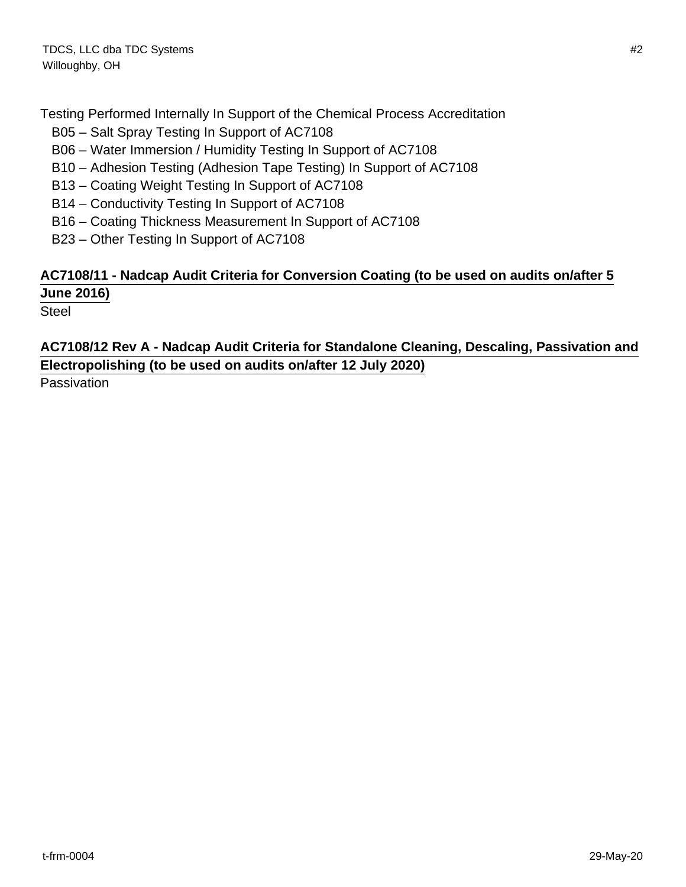Testing Performed Internally In Support of the Chemical Process Accreditation

- B05 – Salt Spray Testing In Support of AC7108
- B06 – Water Immersion / Humidity Testing In Support of AC7108
- B10 – Adhesion Testing (Adhesion Tape Testing) In Support of AC7108
- B13 – Coating Weight Testing In Support of AC7108
- B14 – Conductivity Testing In Support of AC7108
- B16 – Coating Thickness Measurement In Support of AC7108
- B23 – Other Testing In Support of AC7108

**AC7108/11 - Nadcap Audit Criteria for Conversion Coating (to be used on audits on/after 5 June 2016)**

Steel

**AC7108/12 Rev A - Nadcap Audit Criteria for Standalone Cleaning, Descaling, Passivation and Electropolishing (to be used on audits on/after 12 July 2020)**

Passivation